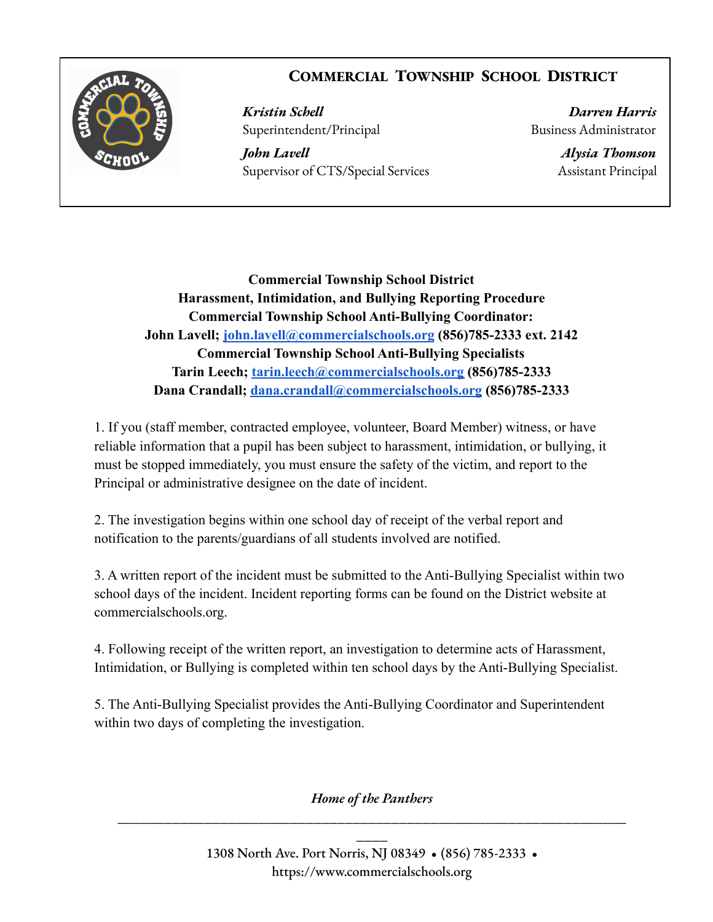# Commercial Township School District

***Kristin Schell***
Superintendent/Principal

***Darren Harris***
Business Administrator

***John Lavell***
Supervisor of CTS/Special Services

***Alysia Thomson***
Assistant Principal

**Commercial Township School District**
**Harassment, Intimidation, and Bullying Reporting Procedure**
**Commercial Township School Anti-Bullying Coordinator:**
**John Lavell; john.lavell@commercialschools.org (856)785-2333 ext. 2142**
**Commercial Township School Anti-Bullying Specialists**
**Tarin Leech; tarin.leech@commercialschools.org (856)785-2333**
**Dana Crandall; dana.crandall@commercialschools.org (856)785-2333**

1. If you (staff member, contracted employee, volunteer, Board Member) witness, or have reliable information that a pupil has been subject to harassment, intimidation, or bullying, it must be stopped immediately, you must ensure the safety of the victim, and report to the Principal or administrative designee on the date of incident.

2. The investigation begins within one school day of receipt of the verbal report and notification to the parents/guardians of all students involved are notified.

3. A written report of the incident must be submitted to the Anti-Bullying Specialist within two school days of the incident. Incident reporting forms can be found on the District website at commercialschools.org.

4. Following receipt of the written report, an investigation to determine acts of Harassment, Intimidation, or Bullying is completed within ten school days by the Anti-Bullying Specialist.

5. The Anti-Bullying Specialist provides the Anti-Bullying Coordinator and Superintendent within two days of completing the investigation.

*Home of the Panthers*

1308 North Ave. Port Norris, NJ 08349 • (856) 785-2333 •
https://www.commercialschools.org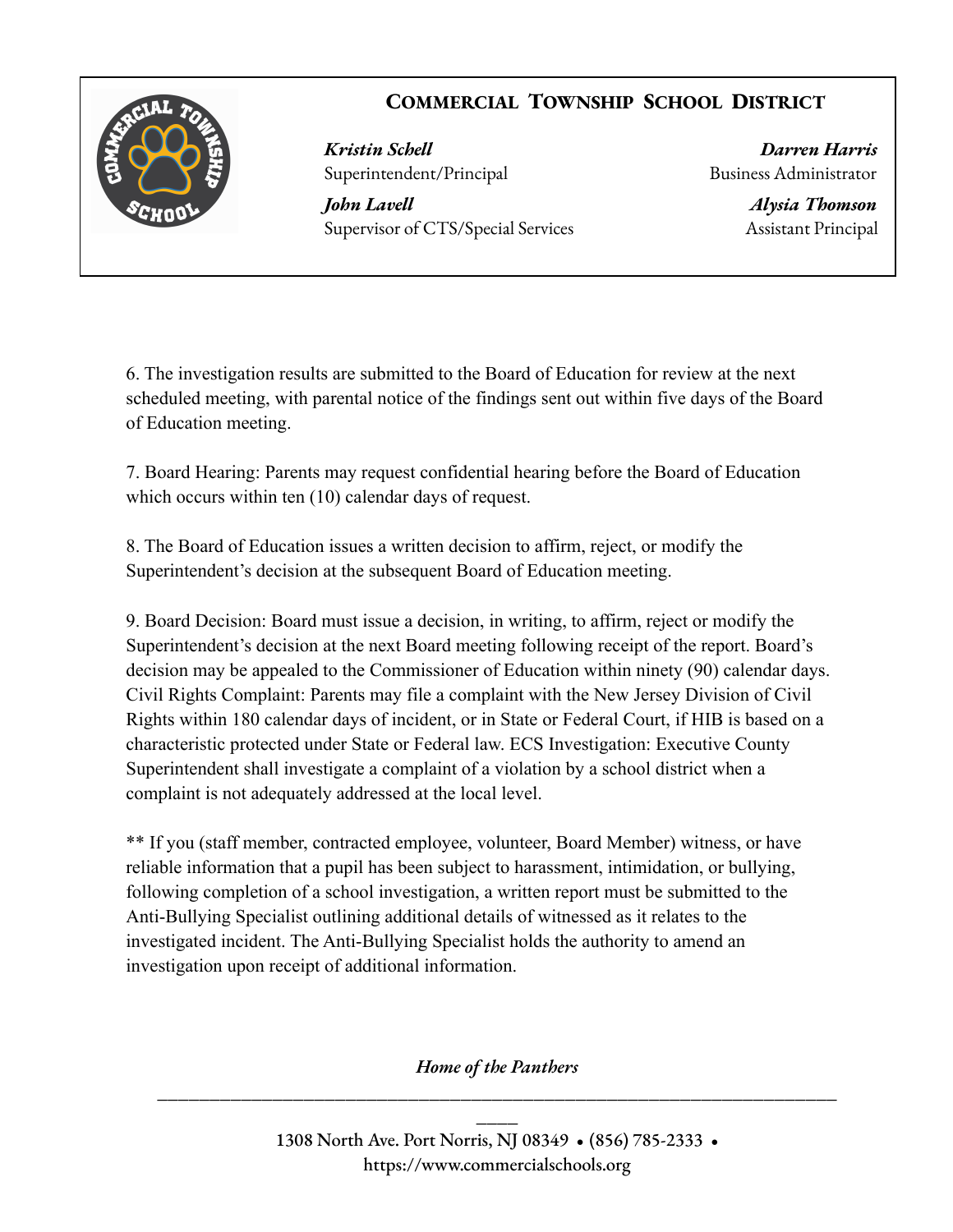6. The investigation results are submitted to the Board of Education for review at the next scheduled meeting, with parental notice of the findings sent out within five days of the Board of Education meeting.

7. Board Hearing: Parents may request confidential hearing before the Board of Education which occurs within ten (10) calendar days of request.

8. The Board of Education issues a written decision to affirm, reject, or modify the Superintendent's decision at the subsequent Board of Education meeting.

9. Board Decision: Board must issue a decision, in writing, to affirm, reject or modify the Superintendent's decision at the next Board meeting following receipt of the report. Board's decision may be appealed to the Commissioner of Education within ninety (90) calendar days. Civil Rights Complaint: Parents may file a complaint with the New Jersey Division of Civil Rights within 180 calendar days of incident, or in State or Federal Court, if HIB is based on a characteristic protected under State or Federal law. ECS Investigation: Executive County Superintendent shall investigate a complaint of a violation by a school district when a complaint is not adequately addressed at the local level.

** If you (staff member, contracted employee, volunteer, Board Member) witness, or have reliable information that a pupil has been subject to harassment, intimidation, or bullying, following completion of a school investigation, a written report must be submitted to the Anti-Bullying Specialist outlining additional details of witnessed as it relates to the investigated incident. The Anti-Bullying Specialist holds the authority to amend an investigation upon receipt of additional information.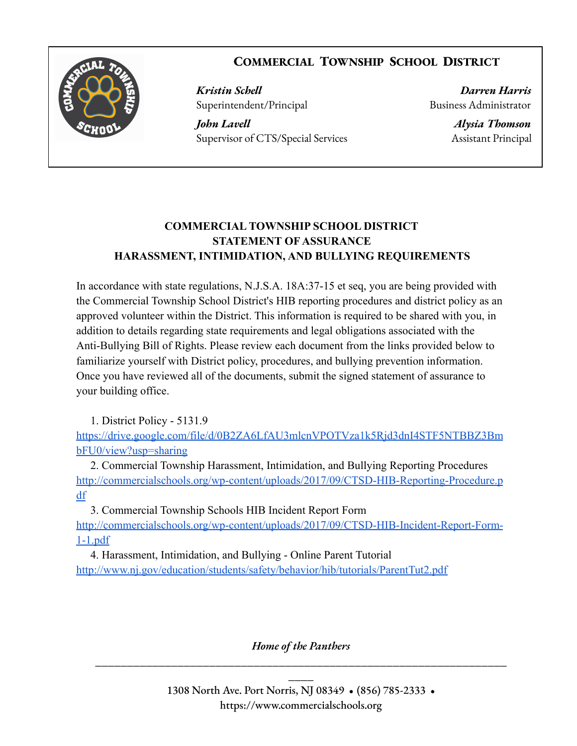## COMMERCIAL TOWNSHIP SCHOOL DISTRICT

***Kristin Schell***
Superintendent/Principal

***Darren Harris***
Business Administrator

***John Lavell***
Supervisor of CTS/Special Services

***Alysia Thomson***
Assistant Principal

**COMMERCIAL TOWNSHIP SCHOOL DISTRICT**
**STATEMENT OF ASSURANCE**
**HARASSMENT, INTIMIDATION, AND BULLYING REQUIREMENTS**

In accordance with state regulations, N.J.S.A. 18A:37-15 et seq, you are being provided with the Commercial Township School District's HIB reporting procedures and district policy as an approved volunteer within the District. This information is required to be shared with you, in addition to details regarding state requirements and legal obligations associated with the Anti-Bullying Bill of Rights. Please review each document from the links provided below to familiarize yourself with District policy, procedures, and bullying prevention information. Once you have reviewed all of the documents, submit the signed statement of assurance to your building office.

1. District Policy - 5131.9
https://drive.google.com/file/d/0B2ZA6LfAU3mlcnVPOTVza1k5Rjd3dnI4STF5NTBBZ3BmbFU0/view?usp=sharing
2. Commercial Township Harassment, Intimidation, and Bullying Reporting Procedures
http://commercialschools.org/wp-content/uploads/2017/09/CTSD-HIB-Reporting-Procedure.pdf
3. Commercial Township Schools HIB Incident Report Form
http://commercialschools.org/wp-content/uploads/2017/09/CTSD-HIB-Incident-Report-Form-1-1.pdf
4. Harassment, Intimidation, and Bullying - Online Parent Tutorial
http://www.nj.gov/education/students/safety/behavior/hib/tutorials/ParentTut2.pdf

*Home of the Panthers*

1308 North Ave. Port Norris, NJ 08349 • (856) 785-2333 •
https://www.commercialschools.org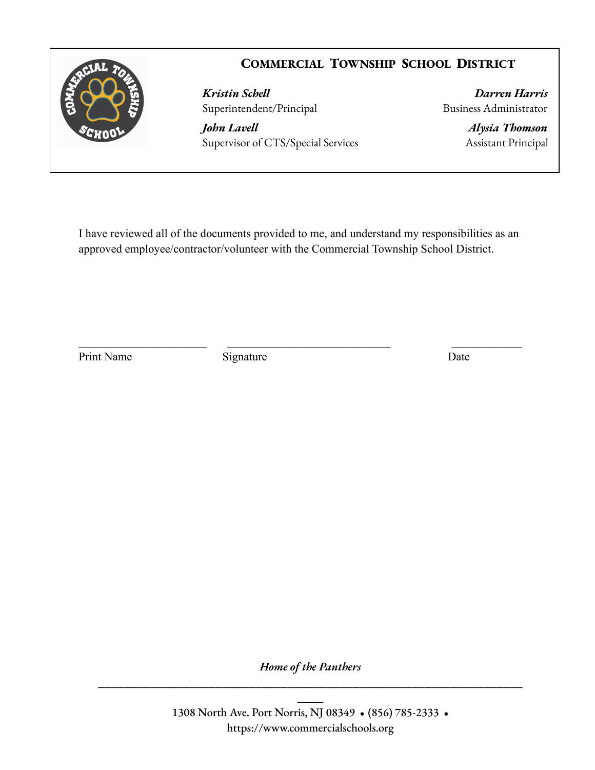# Commercial Township School District

***Kristin Schell***
Superintendent/Principal

***Darren Harris***
Business Administrator

***John Lavell***
Supervisor of CTS/Special Services

***Alysia Thomson***
Assistant Principal

I have reviewed all of the documents provided to me, and understand my responsibilities as an approved employee/contractor/volunteer with the Commercial Township School District.

| | | |
|---|---|---|
| ______________________ | ____________________________ | ____________ |
| Print Name | Signature | Date |

*Home of the Panthers*

1308 North Ave. Port Norris, NJ 08349 • (856) 785-2333 •
https://www.commercialschools.org